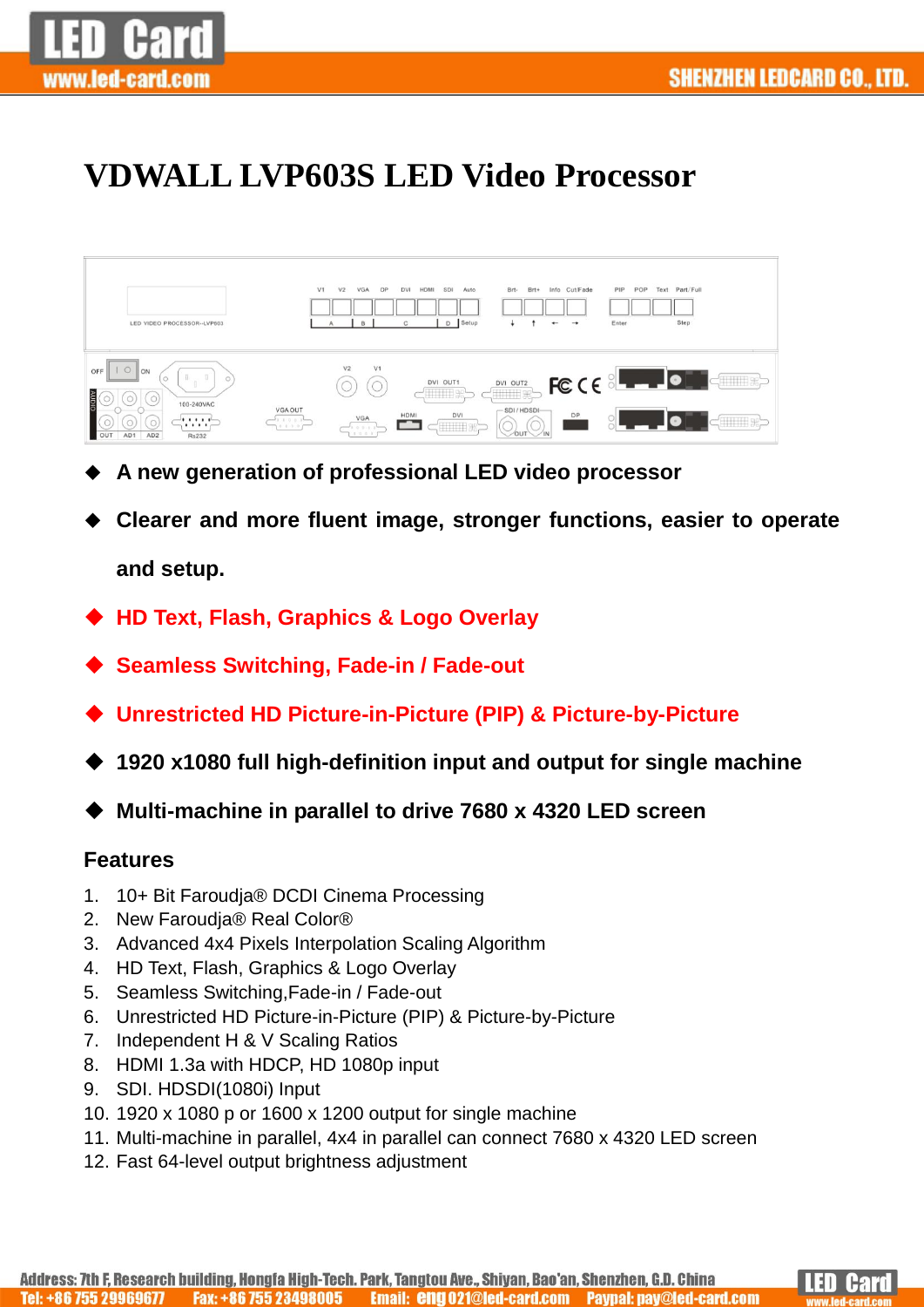# VDWALL LVP603S LED Video Processor

- **A new generation of professional LED video processor**
- **Clearer and more fluent image, stronger functions, easier to operate and setup.**
- **HD Text, Flash, Graphics & Logo Overlay**
- **Seamless Switching, Fade-in / Fade-out**
- **Unrestricted HD Picture-in-Picture (PIP) & Picture-by-Picture**
- **1920 x1080 full high-definition input and output for single machine**
- **Multi-machine in parallel to drive 7680 x 4320 LED screen**

## Features

1. 10+ Bit Faroudja® DCDI Cinema Processing
2. New Faroudja® Real Color®
3. Advanced 4x4 Pixels Interpolation Scaling Algorithm
4. HD Text, Flash, Graphics & Logo Overlay
5. Seamless Switching,Fade-in / Fade-out
6. Unrestricted HD Picture-in-Picture (PIP) & Picture-by-Picture
7. Independent H & V Scaling Ratios
8. HDMI 1.3a with HDCP, HD 1080p input
9. SDI. HDSDI(1080i) Input
10. 1920 x 1080 p or 1600 x 1200 output for single machine
11. Multi-machine in parallel, 4x4 in parallel can connect 7680 x 4320 LED screen
12. Fast 64-level output brightness adjustment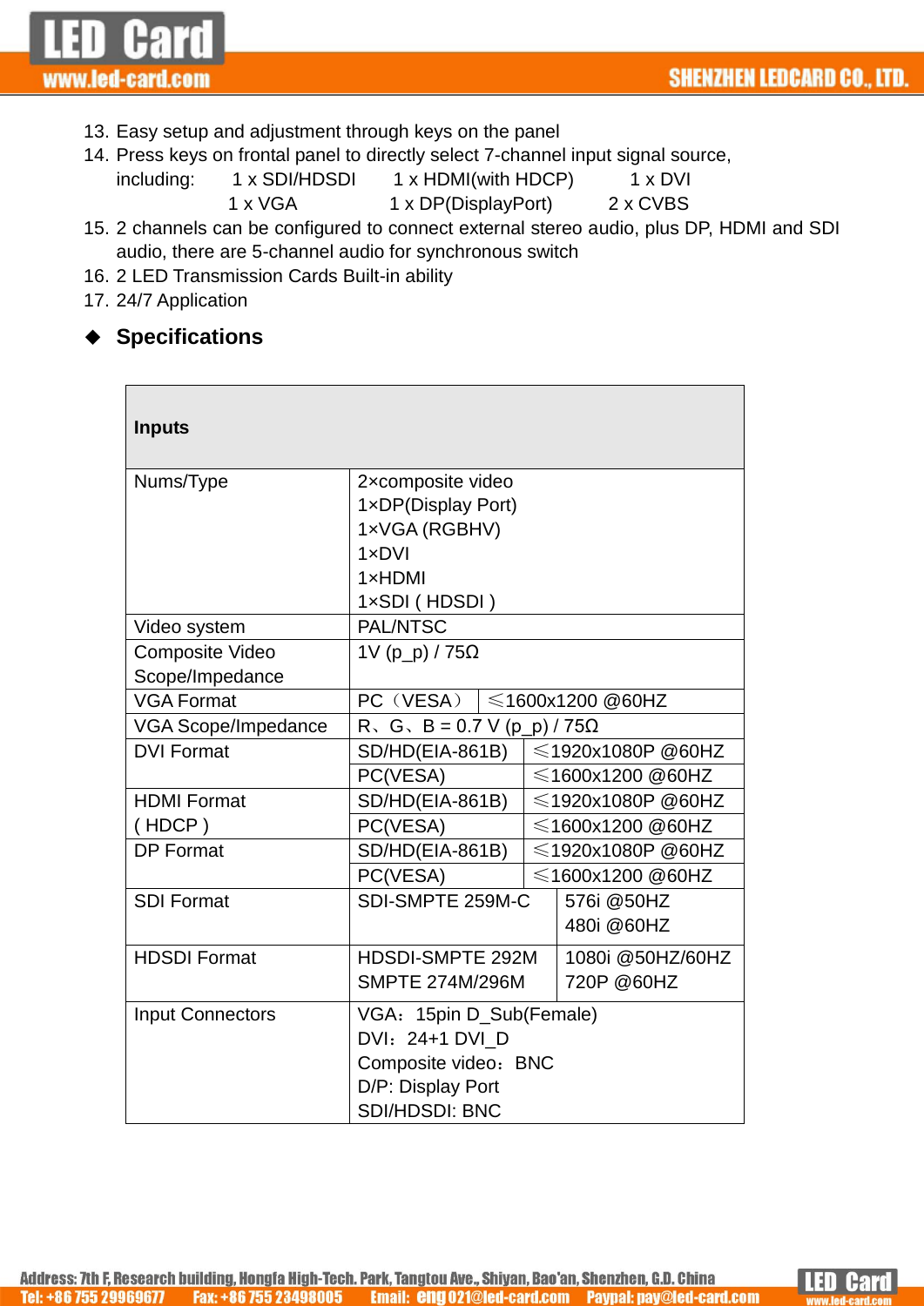13. Easy setup and adjustment through keys on the panel
14. Press keys on frontal panel to directly select 7-channel input signal source, including: 1 x SDI/HDSDI 1 x HDMI(with HDCP) 1 x DVI 1 x VGA 1 x DP(DisplayPort) 2 x CVBS
15. 2 channels can be configured to connect external stereo audio, plus DP, HDMI and SDI audio, there are 5-channel audio for synchronous switch
16. 2 LED Transmission Cards Built-in ability
17. 24/7 Application

## ◆ Specifications

| **Inputs** | | |
|---|---|---|
| Nums/Type | 2×composite video<br>1×DP(Display Port)<br>1×VGA (RGBHV)<br>1×DVI<br>1×HDMI<br>1×SDI ( HDSDI ) | |
| Video system | PAL/NTSC | |
| Composite Video Scope/Impedance | 1V (p_p) / 75Ω | |
| VGA Format | PC（VESA） | ≤1600x1200 @60HZ |
| VGA Scope/Impedance | R、G、B = 0.7 V (p_p) / 75Ω | |
| DVI Format | SD/HD(EIA-861B) | ≤1920x1080P @60HZ |
| | PC(VESA) | ≤1600x1200 @60HZ |
| HDMI Format ( HDCP ) | SD/HD(EIA-861B) | ≤1920x1080P @60HZ |
| | PC(VESA) | ≤1600x1200 @60HZ |
| DP Format | SD/HD(EIA-861B) | ≤1920x1080P @60HZ |
| | PC(VESA) | ≤1600x1200 @60HZ |
| SDI Format | SDI-SMPTE 259M-C | 576i @50HZ<br>480i @60HZ |
| HDSDI Format | HDSDI-SMPTE 292M<br>SMPTE 274M/296M | 1080i @50HZ/60HZ<br>720P @60HZ |
| Input Connectors | VGA：15pin D_Sub(Female)<br>DVI：24+1 DVI_D<br>Composite video：BNC<br>D/P: Display Port<br>SDI/HDSDI: BNC | |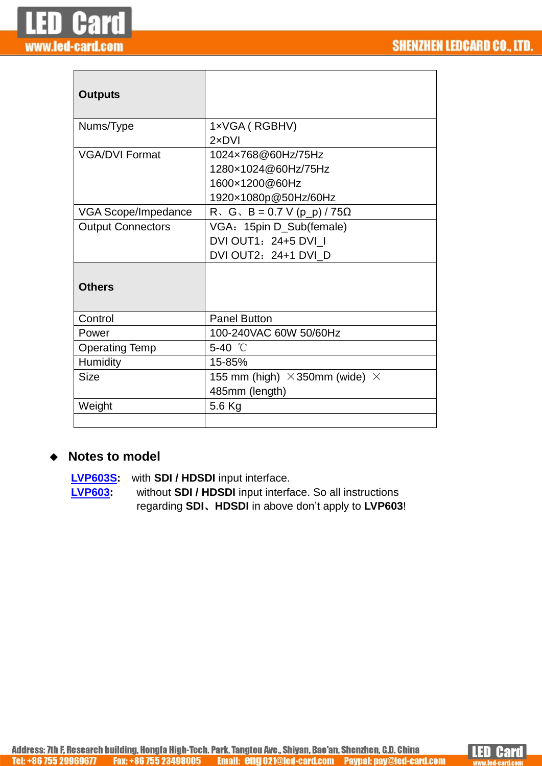| **Outputs** | |
|---|---|
| Nums/Type | 1×VGA ( RGBHV)<br>2×DVI |
| VGA/DVI Format | 1024×768@60Hz/75Hz<br>1280×1024@60Hz/75Hz<br>1600×1200@60Hz<br>1920×1080p@50Hz/60Hz |
| VGA Scope/Impedance | R、G、B = 0.7 V (p_p) / 75Ω |
| Output Connectors | VGA：15pin D_Sub(female)<br>DVI OUT1：24+5 DVI_I<br>DVI OUT2：24+1 DVI_D |
| **Others** | |
| Control | Panel Button |
| Power | 100-240VAC 60W 50/60Hz |
| Operating Temp | 5-40 ℃ |
| Humidity | 15-85% |
| Size | 155 mm (high) ×350mm (wide) ×<br>485mm (length) |
| Weight | 5.6 Kg |
| | |

## Notes to model

**LVP603S**: with **SDI / HDSDI** input interface.

**LVP603**: without **SDI / HDSDI** input interface. So all instructions regarding **SDI**、**HDSDI** in above don't apply to **LVP603**!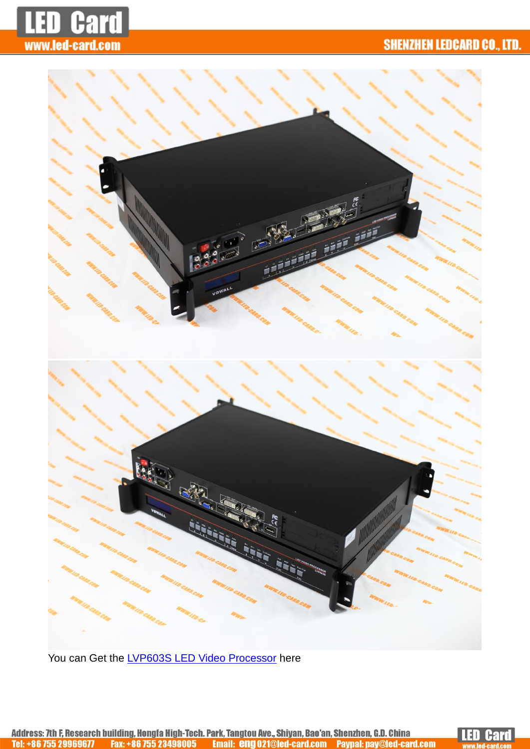You can Get the LVP603S LED Video Processor here